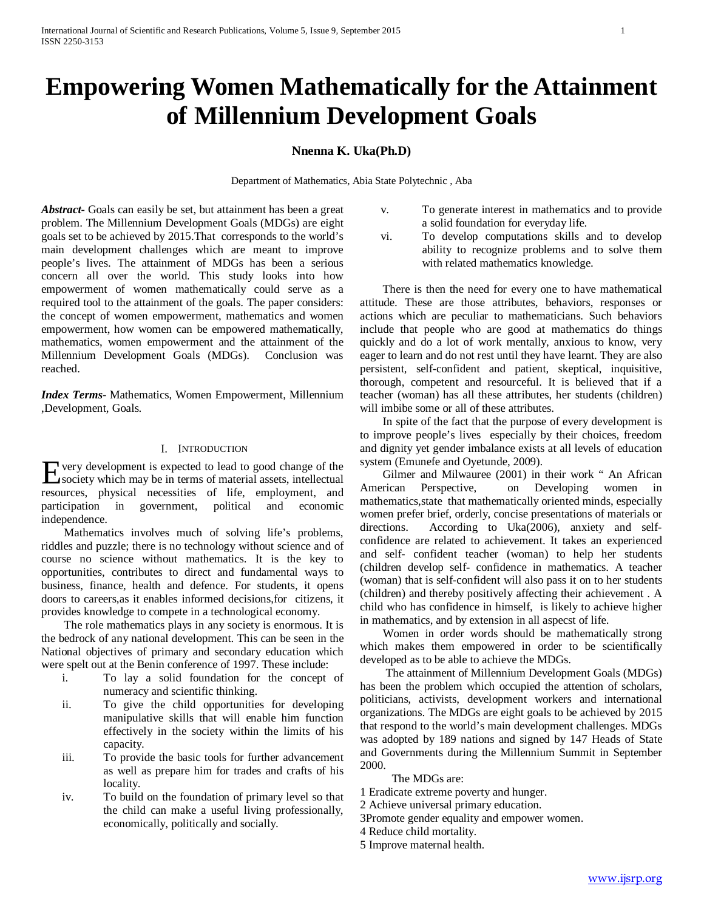# Empowering Women Mathematically for the Attainment of Millennium Development Goals

**Nnenna K. Uka(Ph.D)**

Department of Mathematics, Abia State Polytechnic , Aba

***Abstract-*** Goals can easily be set, but attainment has been a great problem. The Millennium Development Goals (MDGs) are eight goals set to be achieved by 2015.That corresponds to the world's main development challenges which are meant to improve people's lives. The attainment of MDGs has been a serious concern all over the world. This study looks into how empowerment of women mathematically could serve as a required tool to the attainment of the goals. The paper considers: the concept of women empowerment, mathematics and women empowerment, how women can be empowered mathematically, mathematics, women empowerment and the attainment of the Millennium Development Goals (MDGs). Conclusion was reached.

***Index Terms*-** Mathematics, Women Empowerment, Millennium ,Development, Goals.

## I. Introduction

Every development is expected to lead to good change of the society which may be in terms of material assets, intellectual resources, physical necessities of life, employment, and participation in government, political and economic independence.

Mathematics involves much of solving life's problems, riddles and puzzle; there is no technology without science and of course no science without mathematics. It is the key to opportunities, contributes to direct and fundamental ways to business, finance, health and defence. For students, it opens doors to careers,as it enables informed decisions,for citizens, it provides knowledge to compete in a technological economy.

The role mathematics plays in any society is enormous. It is the bedrock of any national development. This can be seen in the National objectives of primary and secondary education which were spelt out at the Benin conference of 1997. These include:

i. To lay a solid foundation for the concept of numeracy and scientific thinking.
ii. To give the child opportunities for developing manipulative skills that will enable him function effectively in the society within the limits of his capacity.
iii. To provide the basic tools for further advancement as well as prepare him for trades and crafts of his locality.
iv. To build on the foundation of primary level so that the child can make a useful living professionally, economically, politically and socially.
v. To generate interest in mathematics and to provide a solid foundation for everyday life.
vi. To develop computations skills and to develop ability to recognize problems and to solve them with related mathematics knowledge.

There is then the need for every one to have mathematical attitude. These are those attributes, behaviors, responses or actions which are peculiar to mathematicians. Such behaviors include that people who are good at mathematics do things quickly and do a lot of work mentally, anxious to know, very eager to learn and do not rest until they have learnt. They are also persistent, self-confident and patient, skeptical, inquisitive, thorough, competent and resourceful. It is believed that if a teacher (woman) has all these attributes, her students (children) will imbibe some or all of these attributes.

In spite of the fact that the purpose of every development is to improve people's lives especially by their choices, freedom and dignity yet gender imbalance exists at all levels of education system (Emunefe and Oyetunde, 2009).

Gilmer and Milwauree (2001) in their work " An African American Perspective, on Developing women in mathematics,state that mathematically oriented minds, especially women prefer brief, orderly, concise presentations of materials or directions. According to Uka(2006), anxiety and self-confidence are related to achievement. It takes an experienced and self- confident teacher (woman) to help her students (children develop self- confidence in mathematics. A teacher (woman) that is self-confident will also pass it on to her students (children) and thereby positively affecting their achievement . A child who has confidence in himself, is likely to achieve higher in mathematics, and by extension in all aspecst of life.

Women in order words should be mathematically strong which makes them empowered in order to be scientifically developed as to be able to achieve the MDGs.

The attainment of Millennium Development Goals (MDGs) has been the problem which occupied the attention of scholars, politicians, activists, development workers and international organizations. The MDGs are eight goals to be achieved by 2015 that respond to the world's main development challenges. MDGs was adopted by 189 nations and signed by 147 Heads of State and Governments during the Millennium Summit in September 2000.

The MDGs are:

1 Eradicate extreme poverty and hunger.
2 Achieve universal primary education.
3Promote gender equality and empower women.
4 Reduce child mortality.
5 Improve maternal health.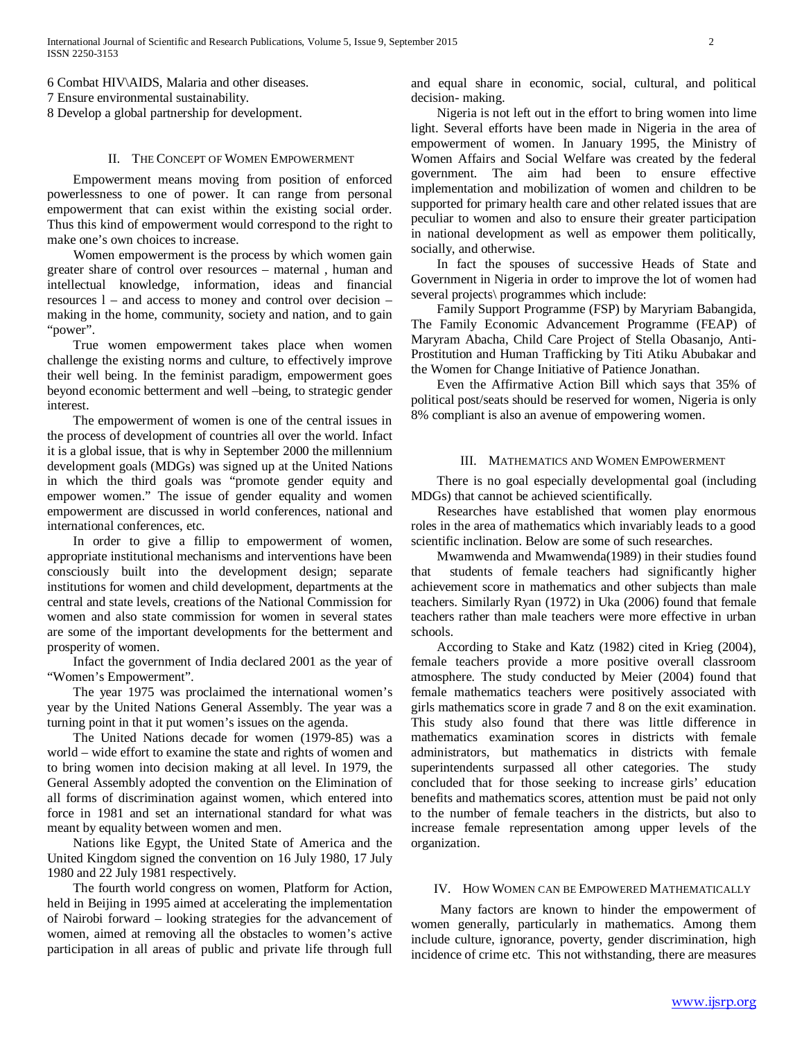6 Combat HIV\AIDS, Malaria and other diseases.
7 Ensure environmental sustainability.
8 Develop a global partnership for development.

## II. The Concept of Women Empowerment

Empowerment means moving from position of enforced powerlessness to one of power. It can range from personal empowerment that can exist within the existing social order. Thus this kind of empowerment would correspond to the right to make one's own choices to increase.

Women empowerment is the process by which women gain greater share of control over resources – maternal , human and intellectual knowledge, information, ideas and financial resources l – and access to money and control over decision – making in the home, community, society and nation, and to gain "power".

True women empowerment takes place when women challenge the existing norms and culture, to effectively improve their well being. In the feminist paradigm, empowerment goes beyond economic betterment and well –being, to strategic gender interest.

The empowerment of women is one of the central issues in the process of development of countries all over the world. Infact it is a global issue, that is why in September 2000 the millennium development goals (MDGs) was signed up at the United Nations in which the third goals was "promote gender equity and empower women." The issue of gender equality and women empowerment are discussed in world conferences, national and international conferences, etc.

In order to give a fillip to empowerment of women, appropriate institutional mechanisms and interventions have been consciously built into the development design; separate institutions for women and child development, departments at the central and state levels, creations of the National Commission for women and also state commission for women in several states are some of the important developments for the betterment and prosperity of women.

Infact the government of India declared 2001 as the year of "Women's Empowerment".

The year 1975 was proclaimed the international women's year by the United Nations General Assembly. The year was a turning point in that it put women's issues on the agenda.

The United Nations decade for women (1979-85) was a world – wide effort to examine the state and rights of women and to bring women into decision making at all level. In 1979, the General Assembly adopted the convention on the Elimination of all forms of discrimination against women, which entered into force in 1981 and set an international standard for what was meant by equality between women and men.

Nations like Egypt, the United State of America and the United Kingdom signed the convention on 16 July 1980, 17 July 1980 and 22 July 1981 respectively.

The fourth world congress on women, Platform for Action, held in Beijing in 1995 aimed at accelerating the implementation of Nairobi forward – looking strategies for the advancement of women, aimed at removing all the obstacles to women's active participation in all areas of public and private life through full and equal share in economic, social, cultural, and political decision- making.

Nigeria is not left out in the effort to bring women into lime light. Several efforts have been made in Nigeria in the area of empowerment of women. In January 1995, the Ministry of Women Affairs and Social Welfare was created by the federal government. The aim had been to ensure effective implementation and mobilization of women and children to be supported for primary health care and other related issues that are peculiar to women and also to ensure their greater participation in national development as well as empower them politically, socially, and otherwise.

In fact the spouses of successive Heads of State and Government in Nigeria in order to improve the lot of women had several projects\ programmes which include:

Family Support Programme (FSP) by Maryriam Babangida, The Family Economic Advancement Programme (FEAP) of Maryram Abacha, Child Care Project of Stella Obasanjo, Anti-Prostitution and Human Trafficking by Titi Atiku Abubakar and the Women for Change Initiative of Patience Jonathan.

Even the Affirmative Action Bill which says that 35% of political post/seats should be reserved for women, Nigeria is only 8% compliant is also an avenue of empowering women.

## III. Mathematics and Women Empowerment

There is no goal especially developmental goal (including MDGs) that cannot be achieved scientifically.

Researches have established that women play enormous roles in the area of mathematics which invariably leads to a good scientific inclination. Below are some of such researches.

Mwamwenda and Mwamwenda(1989) in their studies found that students of female teachers had significantly higher achievement score in mathematics and other subjects than male teachers. Similarly Ryan (1972) in Uka (2006) found that female teachers rather than male teachers were more effective in urban schools.

According to Stake and Katz (1982) cited in Krieg (2004), female teachers provide a more positive overall classroom atmosphere. The study conducted by Meier (2004) found that female mathematics teachers were positively associated with girls mathematics score in grade 7 and 8 on the exit examination. This study also found that there was little difference in mathematics examination scores in districts with female administrators, but mathematics in districts with female superintendents surpassed all other categories. The study concluded that for those seeking to increase girls' education benefits and mathematics scores, attention must be paid not only to the number of female teachers in the districts, but also to increase female representation among upper levels of the organization.

## IV. How Women can be Empowered Mathematically

Many factors are known to hinder the empowerment of women generally, particularly in mathematics. Among them include culture, ignorance, poverty, gender discrimination, high incidence of crime etc. This not withstanding, there are measures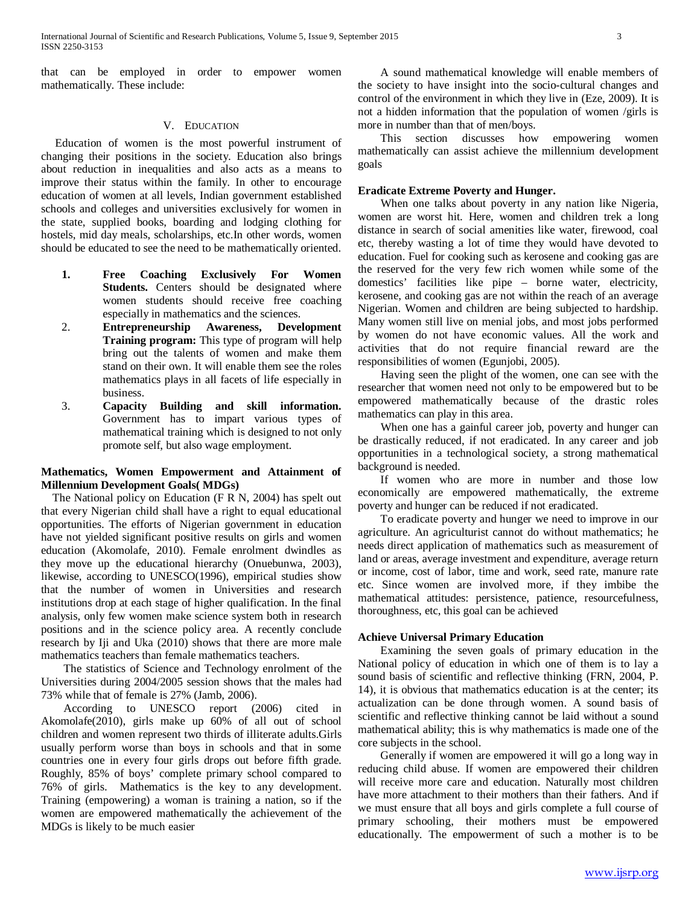that can be employed in order to empower women mathematically. These include:

## V. Education

Education of women is the most powerful instrument of changing their positions in the society. Education also brings about reduction in inequalities and also acts as a means to improve their status within the family. In other to encourage education of women at all levels, Indian government established schools and colleges and universities exclusively for women in the state, supplied books, boarding and lodging clothing for hostels, mid day meals, scholarships, etc.In other words, women should be educated to see the need to be mathematically oriented.

1. **Free Coaching Exclusively For Women Students.** Centers should be designated where women students should receive free coaching especially in mathematics and the sciences.
2. **Entrepreneurship Awareness, Development Training program:** This type of program will help bring out the talents of women and make them stand on their own. It will enable them see the roles mathematics plays in all facets of life especially in business.
3. **Capacity Building and skill information.** Government has to impart various types of mathematical training which is designed to not only promote self, but also wage employment.

### Mathematics, Women Empowerment and Attainment of Millennium Development Goals( MDGs)

The National policy on Education (F R N, 2004) has spelt out that every Nigerian child shall have a right to equal educational opportunities. The efforts of Nigerian government in education have not yielded significant positive results on girls and women education (Akomolafe, 2010). Female enrolment dwindles as they move up the educational hierarchy (Onuebunwa, 2003), likewise, according to UNESCO(1996), empirical studies show that the number of women in Universities and research institutions drop at each stage of higher qualification. In the final analysis, only few women make science system both in research positions and in the science policy area. A recently conclude research by Iji and Uka (2010) shows that there are more male mathematics teachers than female mathematics teachers.

The statistics of Science and Technology enrolment of the Universities during 2004/2005 session shows that the males had 73% while that of female is 27% (Jamb, 2006).

According to UNESCO report (2006) cited in Akomolafe(2010), girls make up 60% of all out of school children and women represent two thirds of illiterate adults.Girls usually perform worse than boys in schools and that in some countries one in every four girls drops out before fifth grade. Roughly, 85% of boys' complete primary school compared to 76% of girls. Mathematics is the key to any development. Training (empowering) a woman is training a nation, so if the women are empowered mathematically the achievement of the MDGs is likely to be much easier

A sound mathematical knowledge will enable members of the society to have insight into the socio-cultural changes and control of the environment in which they live in (Eze, 2009). It is not a hidden information that the population of women /girls is more in number than that of men/boys.

This section discusses how empowering women mathematically can assist achieve the millennium development goals

### Eradicate Extreme Poverty and Hunger.

When one talks about poverty in any nation like Nigeria, women are worst hit. Here, women and children trek a long distance in search of social amenities like water, firewood, coal etc, thereby wasting a lot of time they would have devoted to education. Fuel for cooking such as kerosene and cooking gas are the reserved for the very few rich women while some of the domestics' facilities like pipe – borne water, electricity, kerosene, and cooking gas are not within the reach of an average Nigerian. Women and children are being subjected to hardship. Many women still live on menial jobs, and most jobs performed by women do not have economic values. All the work and activities that do not require financial reward are the responsibilities of women (Egunjobi, 2005).

Having seen the plight of the women, one can see with the researcher that women need not only to be empowered but to be empowered mathematically because of the drastic roles mathematics can play in this area.

When one has a gainful career job, poverty and hunger can be drastically reduced, if not eradicated. In any career and job opportunities in a technological society, a strong mathematical background is needed.

If women who are more in number and those low economically are empowered mathematically, the extreme poverty and hunger can be reduced if not eradicated.

To eradicate poverty and hunger we need to improve in our agriculture. An agriculturist cannot do without mathematics; he needs direct application of mathematics such as measurement of land or areas, average investment and expenditure, average return or income, cost of labor, time and work, seed rate, manure rate etc. Since women are involved more, if they imbibe the mathematical attitudes: persistence, patience, resourcefulness, thoroughness, etc, this goal can be achieved

### Achieve Universal Primary Education

Examining the seven goals of primary education in the National policy of education in which one of them is to lay a sound basis of scientific and reflective thinking (FRN, 2004, P. 14), it is obvious that mathematics education is at the center; its actualization can be done through women. A sound basis of scientific and reflective thinking cannot be laid without a sound mathematical ability; this is why mathematics is made one of the core subjects in the school.

Generally if women are empowered it will go a long way in reducing child abuse. If women are empowered their children will receive more care and education. Naturally most children have more attachment to their mothers than their fathers. And if we must ensure that all boys and girls complete a full course of primary schooling, their mothers must be empowered educationally. The empowerment of such a mother is to be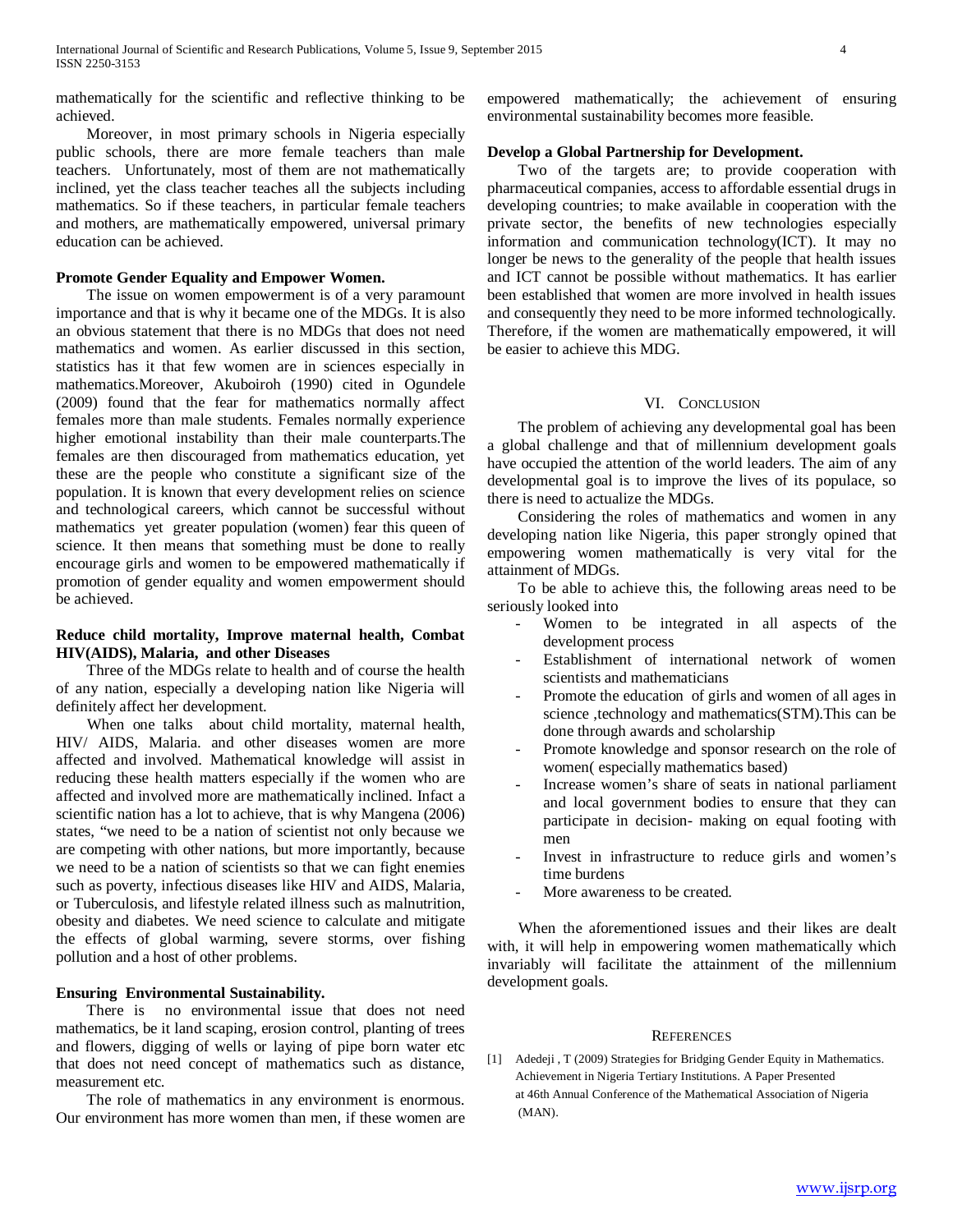mathematically for the scientific and reflective thinking to be achieved.

Moreover, in most primary schools in Nigeria especially public schools, there are more female teachers than male teachers. Unfortunately, most of them are not mathematically inclined, yet the class teacher teaches all the subjects including mathematics. So if these teachers, in particular female teachers and mothers, are mathematically empowered, universal primary education can be achieved.

**Promote Gender Equality and Empower Women.**

The issue on women empowerment is of a very paramount importance and that is why it became one of the MDGs. It is also an obvious statement that there is no MDGs that does not need mathematics and women. As earlier discussed in this section, statistics has it that few women are in sciences especially in mathematics.Moreover, Akuboiroh (1990) cited in Ogundele (2009) found that the fear for mathematics normally affect females more than male students. Females normally experience higher emotional instability than their male counterparts.The females are then discouraged from mathematics education, yet these are the people who constitute a significant size of the population. It is known that every development relies on science and technological careers, which cannot be successful without mathematics yet greater population (women) fear this queen of science. It then means that something must be done to really encourage girls and women to be empowered mathematically if promotion of gender equality and women empowerment should be achieved.

**Reduce child mortality, Improve maternal health, Combat HIV(AIDS), Malaria, and other Diseases**

Three of the MDGs relate to health and of course the health of any nation, especially a developing nation like Nigeria will definitely affect her development.

When one talks about child mortality, maternal health, HIV/ AIDS, Malaria. and other diseases women are more affected and involved. Mathematical knowledge will assist in reducing these health matters especially if the women who are affected and involved more are mathematically inclined. Infact a scientific nation has a lot to achieve, that is why Mangena (2006) states, "we need to be a nation of scientist not only because we are competing with other nations, but more importantly, because we need to be a nation of scientists so that we can fight enemies such as poverty, infectious diseases like HIV and AIDS, Malaria, or Tuberculosis, and lifestyle related illness such as malnutrition, obesity and diabetes. We need science to calculate and mitigate the effects of global warming, severe storms, over fishing pollution and a host of other problems.

**Ensuring Environmental Sustainability.**

There is no environmental issue that does not need mathematics, be it land scaping, erosion control, planting of trees and flowers, digging of wells or laying of pipe born water etc that does not need concept of mathematics such as distance, measurement etc.

The role of mathematics in any environment is enormous. Our environment has more women than men, if these women are empowered mathematically; the achievement of ensuring environmental sustainability becomes more feasible.

**Develop a Global Partnership for Development.**

Two of the targets are; to provide cooperation with pharmaceutical companies, access to affordable essential drugs in developing countries; to make available in cooperation with the private sector, the benefits of new technologies especially information and communication technology(ICT). It may no longer be news to the generality of the people that health issues and ICT cannot be possible without mathematics. It has earlier been established that women are more involved in health issues and consequently they need to be more informed technologically. Therefore, if the women are mathematically empowered, it will be easier to achieve this MDG.

## VI. Conclusion

The problem of achieving any developmental goal has been a global challenge and that of millennium development goals have occupied the attention of the world leaders. The aim of any developmental goal is to improve the lives of its populace, so there is need to actualize the MDGs.

Considering the roles of mathematics and women in any developing nation like Nigeria, this paper strongly opined that empowering women mathematically is very vital for the attainment of MDGs.

To be able to achieve this, the following areas need to be seriously looked into

- Women to be integrated in all aspects of the development process
- Establishment of international network of women scientists and mathematicians
- Promote the education of girls and women of all ages in science ,technology and mathematics(STM).This can be done through awards and scholarship
- Promote knowledge and sponsor research on the role of women( especially mathematics based)
- Increase women's share of seats in national parliament and local government bodies to ensure that they can participate in decision- making on equal footing with men
- Invest in infrastructure to reduce girls and women's time burdens
- More awareness to be created.

When the aforementioned issues and their likes are dealt with, it will help in empowering women mathematically which invariably will facilitate the attainment of the millennium development goals.

## References

[1] Adedeji , T (2009) Strategies for Bridging Gender Equity in Mathematics. Achievement in Nigeria Tertiary Institutions. A Paper Presented at 46th Annual Conference of the Mathematical Association of Nigeria (MAN).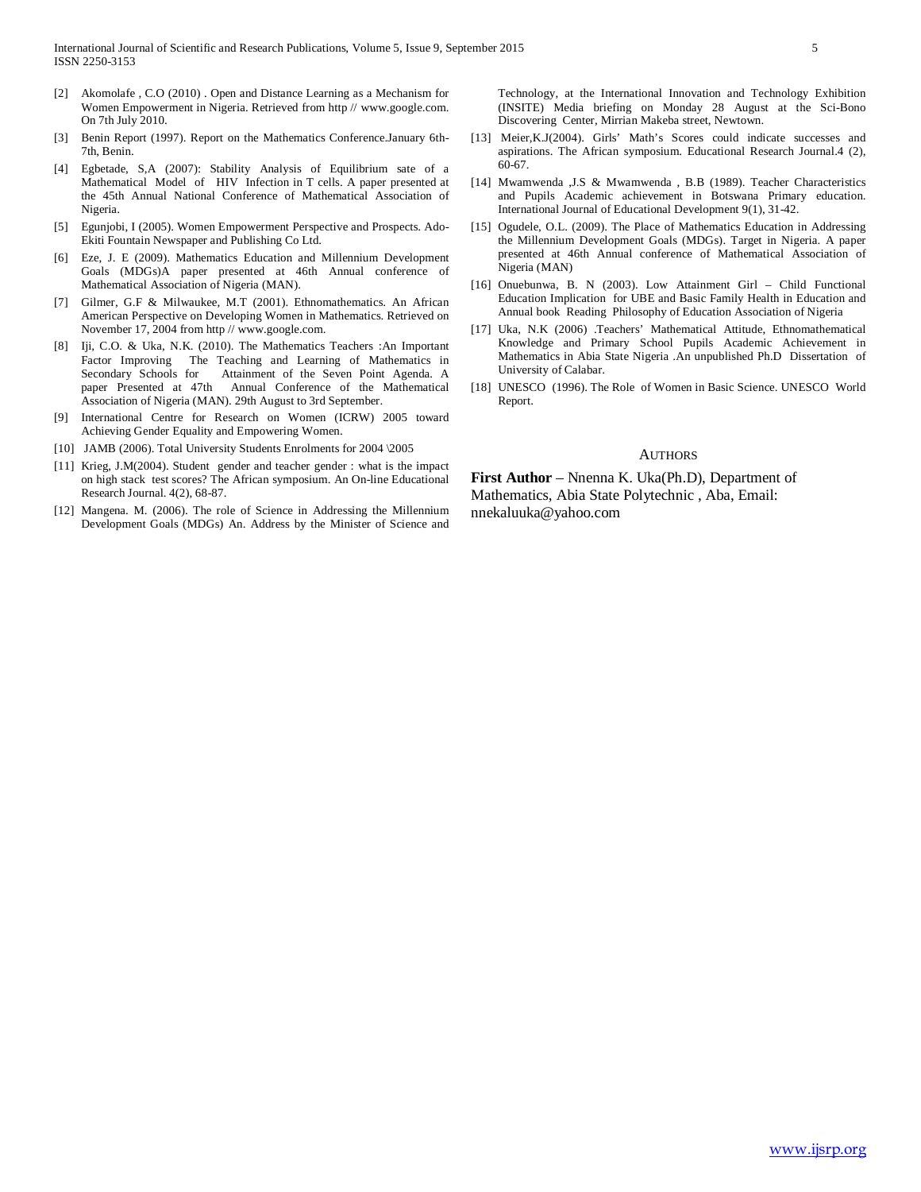[2] Akomolafe , C.O (2010) . Open and Distance Learning as a Mechanism for Women Empowerment in Nigeria. Retrieved from http // www.google.com. On 7th July 2010.

[3] Benin Report (1997). Report on the Mathematics Conference.January 6th-7th, Benin.

[4] Egbetade, S,A (2007): Stability Analysis of Equilibrium sate of a Mathematical Model of HIV Infection in T cells. A paper presented at the 45th Annual National Conference of Mathematical Association of Nigeria.

[5] Egunjobi, I (2005). Women Empowerment Perspective and Prospects. Ado-Ekiti Fountain Newspaper and Publishing Co Ltd.

[6] Eze, J. E (2009). Mathematics Education and Millennium Development Goals (MDGs)A paper presented at 46th Annual conference of Mathematical Association of Nigeria (MAN).

[7] Gilmer, G.F & Milwaukee, M.T (2001). Ethnomathematics. An African American Perspective on Developing Women in Mathematics. Retrieved on November 17, 2004 from http // www.google.com.

[8] Iji, C.O. & Uka, N.K. (2010). The Mathematics Teachers :An Important Factor Improving The Teaching and Learning of Mathematics in Secondary Schools for Attainment of the Seven Point Agenda. A paper Presented at 47th Annual Conference of the Mathematical Association of Nigeria (MAN). 29th August to 3rd September.

[9] International Centre for Research on Women (ICRW) 2005 toward Achieving Gender Equality and Empowering Women.

[10] JAMB (2006). Total University Students Enrolments for 2004 \2005

[11] Krieg, J.M(2004). Student gender and teacher gender : what is the impact on high stack test scores? The African symposium. An On-line Educational Research Journal. 4(2), 68-87.

[12] Mangena. M. (2006). The role of Science in Addressing the Millennium Development Goals (MDGs) An. Address by the Minister of Science and Technology, at the International Innovation and Technology Exhibition (INSITE) Media briefing on Monday 28 August at the Sci-Bono Discovering Center, Mirrian Makeba street, Newtown.

[13] Meier,K.J(2004). Girls' Math's Scores could indicate successes and aspirations. The African symposium. Educational Research Journal.4 (2), 60-67.

[14] Mwamwenda ,J.S & Mwamwenda , B.B (1989). Teacher Characteristics and Pupils Academic achievement in Botswana Primary education. International Journal of Educational Development 9(1), 31-42.

[15] Ogudele, O.L. (2009). The Place of Mathematics Education in Addressing the Millennium Development Goals (MDGs). Target in Nigeria. A paper presented at 46th Annual conference of Mathematical Association of Nigeria (MAN)

[16] Onuebunwa, B. N (2003). Low Attainment Girl – Child Functional Education Implication for UBE and Basic Family Health in Education and Annual book Reading Philosophy of Education Association of Nigeria

[17] Uka, N.K (2006) .Teachers' Mathematical Attitude, Ethnomathematical Knowledge and Primary School Pupils Academic Achievement in Mathematics in Abia State Nigeria .An unpublished Ph.D Dissertation of University of Calabar.

[18] UNESCO (1996). The Role of Women in Basic Science. UNESCO World Report.

## AUTHORS

**First Author** – Nnenna K. Uka(Ph.D), Department of Mathematics, Abia State Polytechnic , Aba, Email: nnekaluuka@yahoo.com